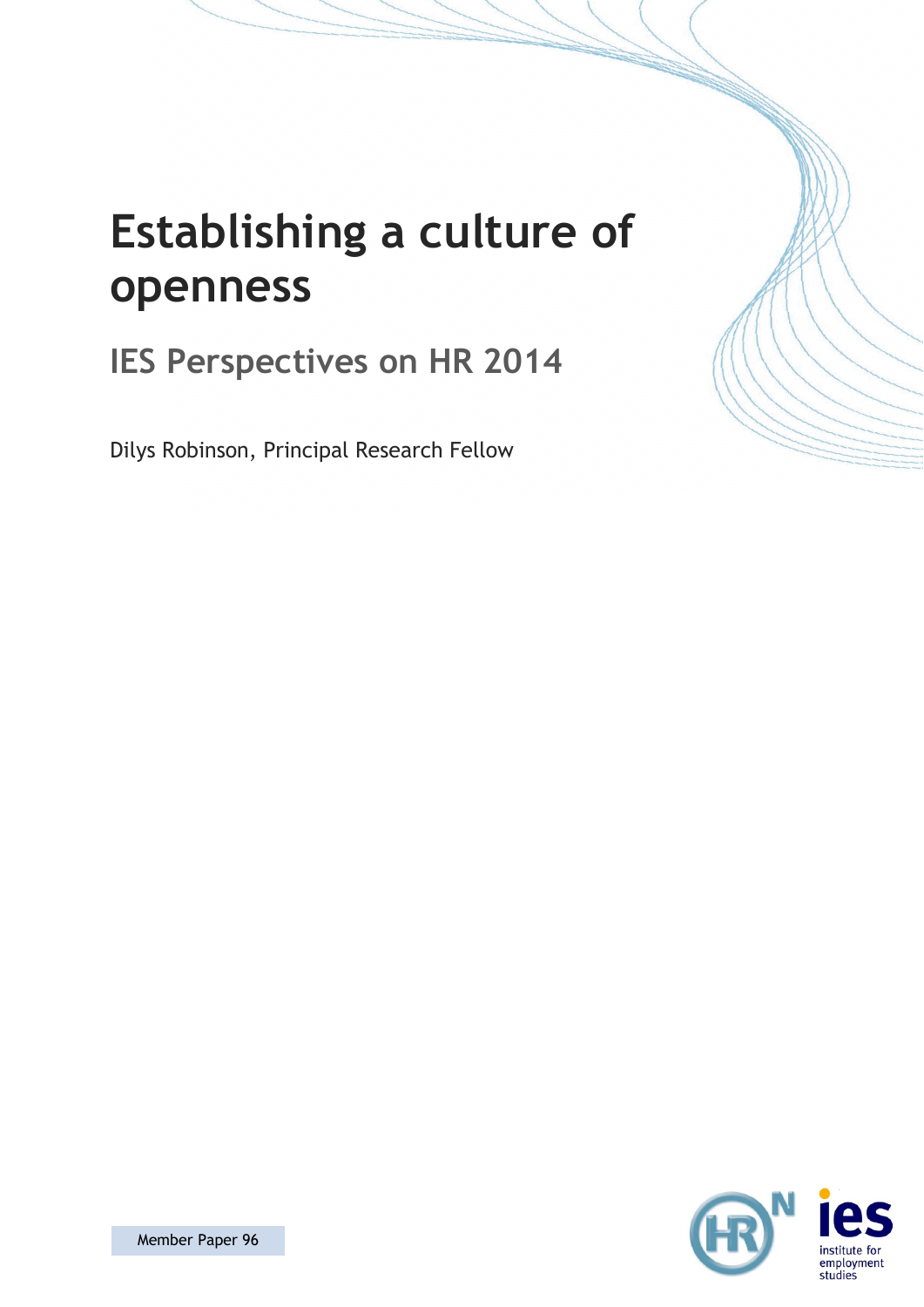# Establishing a culture of openness

## IES Perspectives on HR 2014

Dilys Robinson, Principal Research Fellow

Member Paper 96

institute for employment studies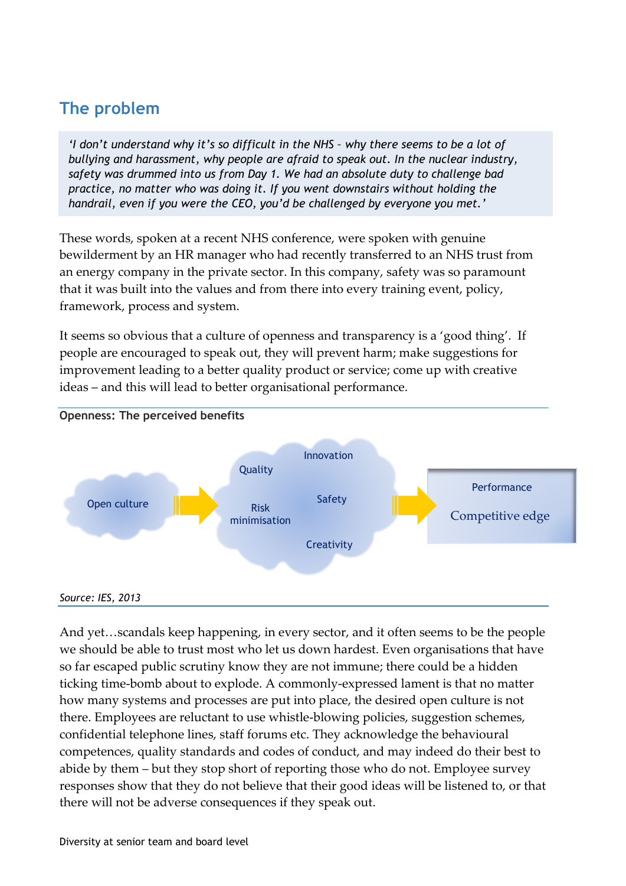## The problem

> *'I don't understand why it's so difficult in the NHS - why there seems to be a lot of bullying and harassment, why people are afraid to speak out. In the nuclear industry, safety was drummed into us from Day 1. We had an absolute duty to challenge bad practice, no matter who was doing it. If you went downstairs without holding the handrail, even if you were the CEO, you'd be challenged by everyone you met.'*

These words, spoken at a recent NHS conference, were spoken with genuine bewilderment by an HR manager who had recently transferred to an NHS trust from an energy company in the private sector. In this company, safety was so paramount that it was built into the values and from there into every training event, policy, framework, process and system.

It seems so obvious that a culture of openness and transparency is a 'good thing'. If people are encouraged to speak out, they will prevent harm; make suggestions for improvement leading to a better quality product or service; come up with creative ideas – and this will lead to better organisational performance.

**Openness: The perceived benefits**

Open culture → Quality, Innovation, Risk minimisation, Safety, Creativity → Performance, Competitive edge

*Source: IES, 2013*

And yet…scandals keep happening, in every sector, and it often seems to be the people we should be able to trust most who let us down hardest. Even organisations that have so far escaped public scrutiny know they are not immune; there could be a hidden ticking time-bomb about to explode. A commonly-expressed lament is that no matter how many systems and processes are put into place, the desired open culture is not there. Employees are reluctant to use whistle-blowing policies, suggestion schemes, confidential telephone lines, staff forums etc. They acknowledge the behavioural competences, quality standards and codes of conduct, and may indeed do their best to abide by them – but they stop short of reporting those who do not. Employee survey responses show that they do not believe that their good ideas will be listened to, or that there will not be adverse consequences if they speak out.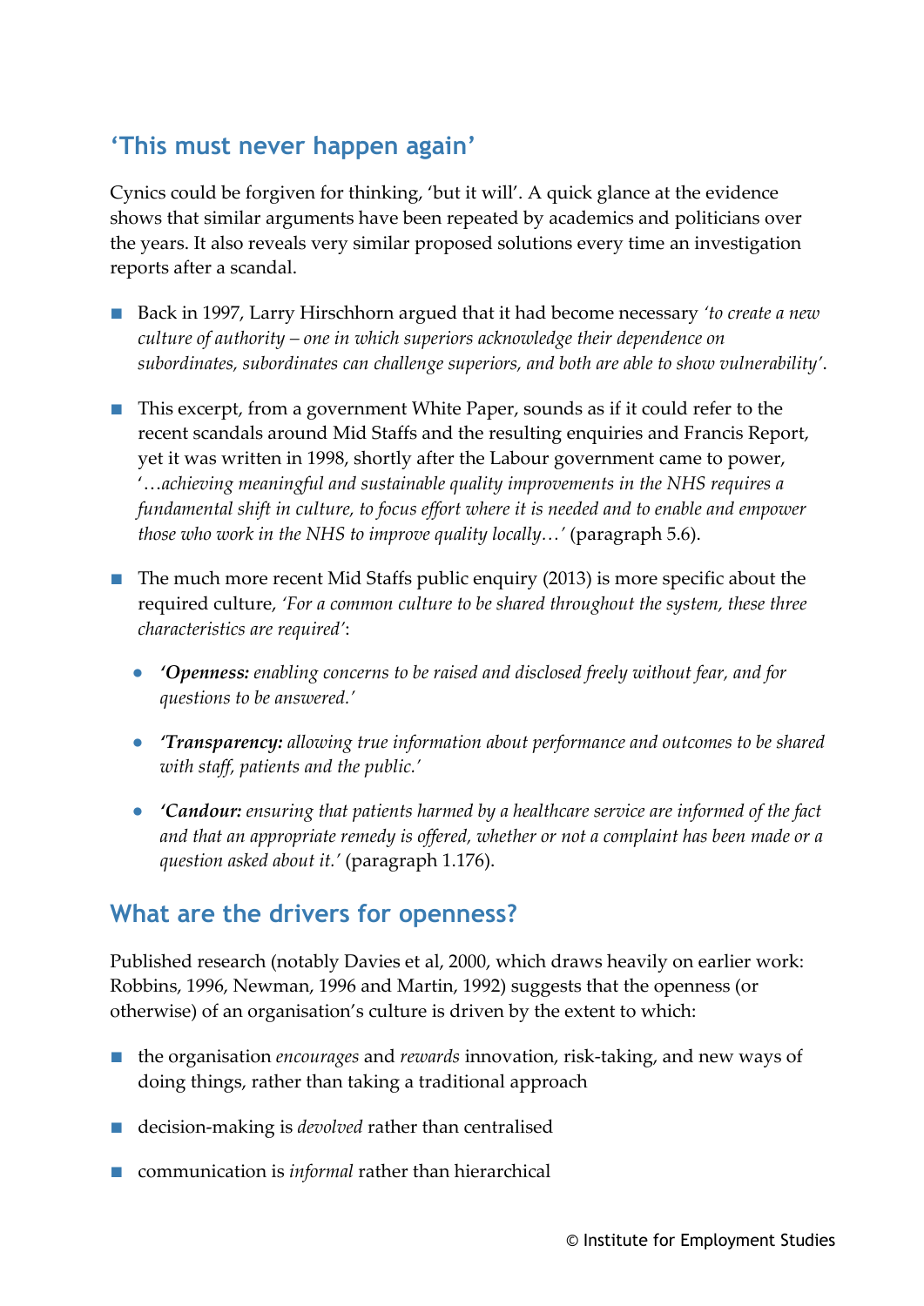## 'This must never happen again'

Cynics could be forgiven for thinking, 'but it will'. A quick glance at the evidence shows that similar arguments have been repeated by academics and politicians over the years. It also reveals very similar proposed solutions every time an investigation reports after a scandal.

- Back in 1997, Larry Hirschhorn argued that it had become necessary *'to create a new culture of authority – one in which superiors acknowledge their dependence on subordinates, subordinates can challenge superiors, and both are able to show vulnerability'*.
- This excerpt, from a government White Paper, sounds as if it could refer to the recent scandals around Mid Staffs and the resulting enquiries and Francis Report, yet it was written in 1998, shortly after the Labour government came to power, '*…achieving meaningful and sustainable quality improvements in the NHS requires a fundamental shift in culture, to focus effort where it is needed and to enable and empower those who work in the NHS to improve quality locally…'* (paragraph 5.6).
- The much more recent Mid Staffs public enquiry (2013) is more specific about the required culture, *'For a common culture to be shared throughout the system, these three characteristics are required'*:
  - ***'Openness:** enabling concerns to be raised and disclosed freely without fear, and for questions to be answered.'*
  - ***'Transparency:** allowing true information about performance and outcomes to be shared with staff, patients and the public.'*
  - ***'Candour:** ensuring that patients harmed by a healthcare service are informed of the fact and that an appropriate remedy is offered, whether or not a complaint has been made or a question asked about it.'* (paragraph 1.176).

## What are the drivers for openness?

Published research (notably Davies et al, 2000, which draws heavily on earlier work: Robbins, 1996, Newman, 1996 and Martin, 1992) suggests that the openness (or otherwise) of an organisation's culture is driven by the extent to which:

- the organisation *encourages* and *rewards* innovation, risk-taking, and new ways of doing things, rather than taking a traditional approach
- decision-making is *devolved* rather than centralised
- communication is *informal* rather than hierarchical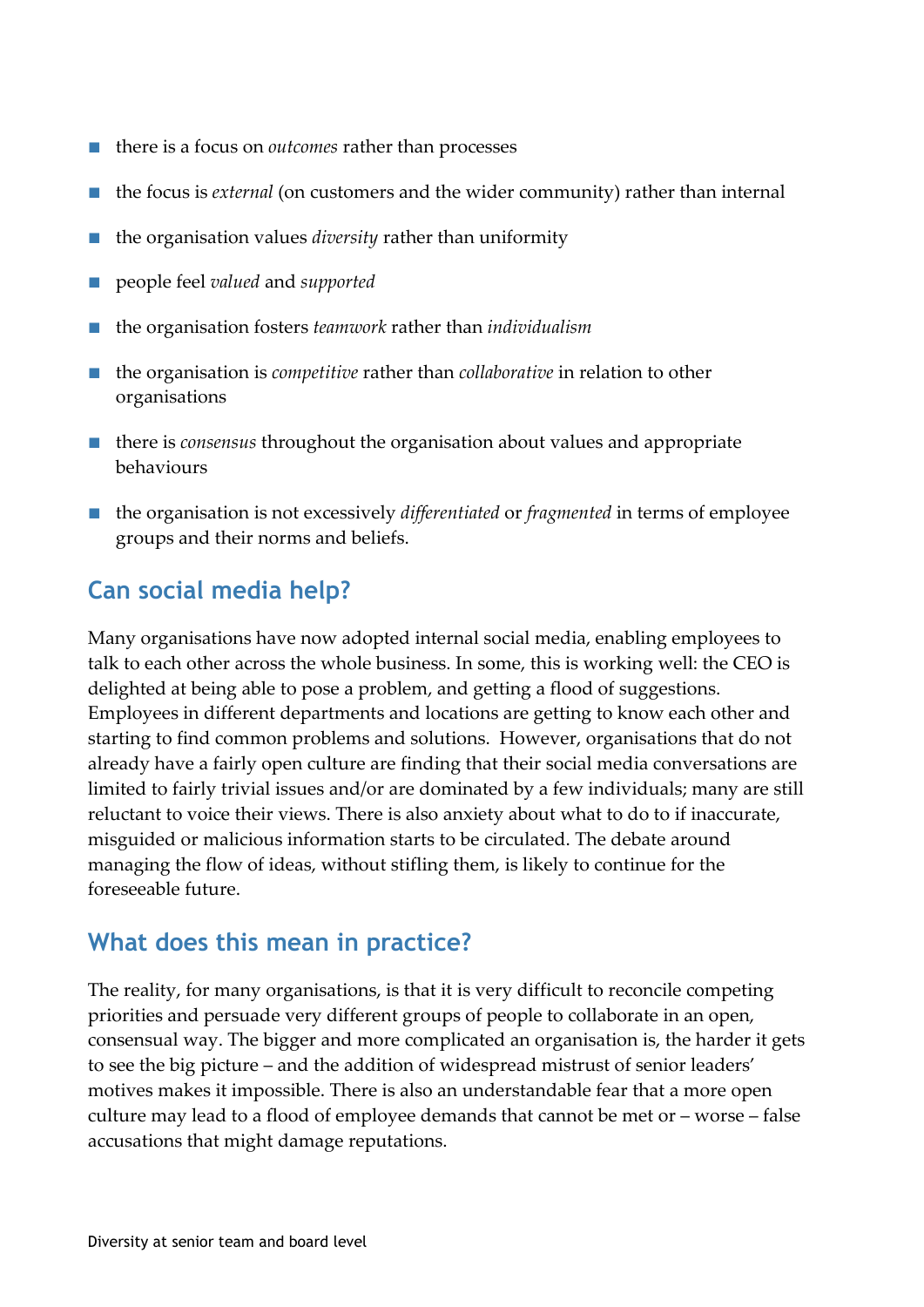- there is a focus on *outcomes* rather than processes
- the focus is *external* (on customers and the wider community) rather than internal
- the organisation values *diversity* rather than uniformity
- people feel *valued* and *supported*
- the organisation fosters *teamwork* rather than *individualism*
- the organisation is *competitive* rather than *collaborative* in relation to other organisations
- there is *consensus* throughout the organisation about values and appropriate behaviours
- the organisation is not excessively *differentiated* or *fragmented* in terms of employee groups and their norms and beliefs.

## Can social media help?

Many organisations have now adopted internal social media, enabling employees to talk to each other across the whole business. In some, this is working well: the CEO is delighted at being able to pose a problem, and getting a flood of suggestions. Employees in different departments and locations are getting to know each other and starting to find common problems and solutions. However, organisations that do not already have a fairly open culture are finding that their social media conversations are limited to fairly trivial issues and/or are dominated by a few individuals; many are still reluctant to voice their views. There is also anxiety about what to do to if inaccurate, misguided or malicious information starts to be circulated. The debate around managing the flow of ideas, without stifling them, is likely to continue for the foreseeable future.

## What does this mean in practice?

The reality, for many organisations, is that it is very difficult to reconcile competing priorities and persuade very different groups of people to collaborate in an open, consensual way. The bigger and more complicated an organisation is, the harder it gets to see the big picture – and the addition of widespread mistrust of senior leaders' motives makes it impossible. There is also an understandable fear that a more open culture may lead to a flood of employee demands that cannot be met or – worse – false accusations that might damage reputations.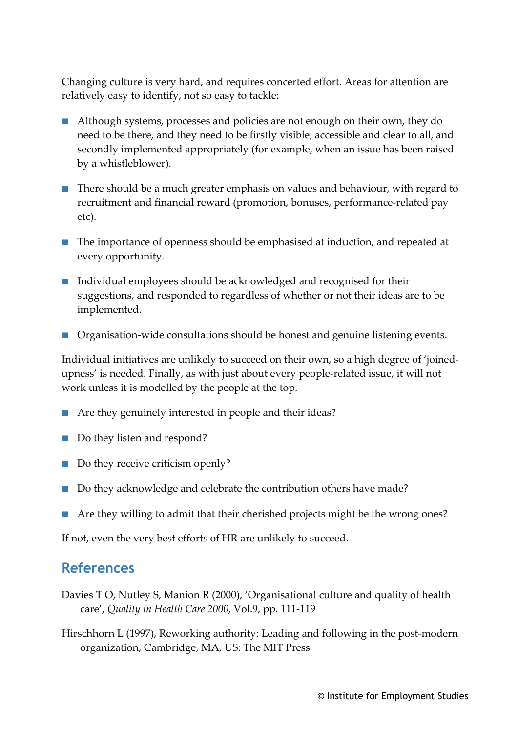Changing culture is very hard, and requires concerted effort. Areas for attention are relatively easy to identify, not so easy to tackle:

- Although systems, processes and policies are not enough on their own, they do need to be there, and they need to be firstly visible, accessible and clear to all, and secondly implemented appropriately (for example, when an issue has been raised by a whistleblower).
- There should be a much greater emphasis on values and behaviour, with regard to recruitment and financial reward (promotion, bonuses, performance-related pay etc).
- The importance of openness should be emphasised at induction, and repeated at every opportunity.
- Individual employees should be acknowledged and recognised for their suggestions, and responded to regardless of whether or not their ideas are to be implemented.
- Organisation-wide consultations should be honest and genuine listening events.

Individual initiatives are unlikely to succeed on their own, so a high degree of 'joined-upness' is needed. Finally, as with just about every people-related issue, it will not work unless it is modelled by the people at the top.

- Are they genuinely interested in people and their ideas?
- Do they listen and respond?
- Do they receive criticism openly?
- Do they acknowledge and celebrate the contribution others have made?
- Are they willing to admit that their cherished projects might be the wrong ones?

If not, even the very best efforts of HR are unlikely to succeed.

## References

Davies T O, Nutley S, Manion R (2000), 'Organisational culture and quality of health care', *Quality in Health Care 2000*, Vol.9, pp. 111-119

Hirschhorn L (1997), Reworking authority: Leading and following in the post-modern organization, Cambridge, MA, US: The MIT Press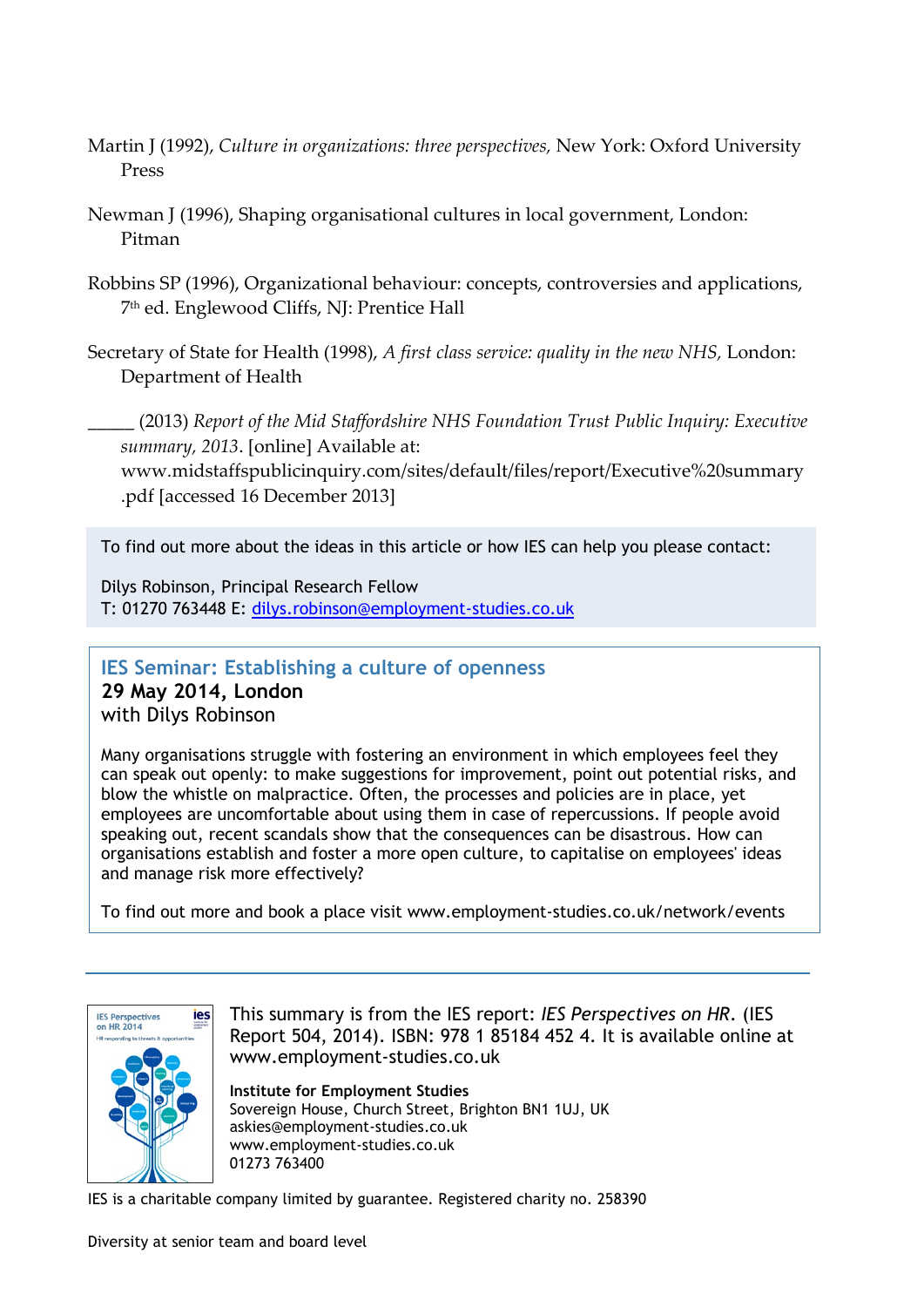Martin J (1992), *Culture in organizations: three perspectives,* New York: Oxford University Press

Newman J (1996), Shaping organisational cultures in local government, London: Pitman

Robbins SP (1996), Organizational behaviour: concepts, controversies and applications, 7th ed. Englewood Cliffs, NJ: Prentice Hall

Secretary of State for Health (1998), *A first class service: quality in the new NHS,* London: Department of Health

_____ (2013) *Report of the Mid Staffordshire NHS Foundation Trust Public Inquiry: Executive summary, 2013.* [online] Available at: www.midstaffspublicinquiry.com/sites/default/files/report/Executive%20summary.pdf [accessed 16 December 2013]

To find out more about the ideas in this article or how IES can help you please contact:

Dilys Robinson, Principal Research Fellow
T: 01270 763448 E: dilys.robinson@employment-studies.co.uk

## IES Seminar: Establishing a culture of openness

**29 May 2014, London**
with Dilys Robinson

Many organisations struggle with fostering an environment in which employees feel they can speak out openly: to make suggestions for improvement, point out potential risks, and blow the whistle on malpractice. Often, the processes and policies are in place, yet employees are uncomfortable about using them in case of repercussions. If people avoid speaking out, recent scandals show that the consequences can be disastrous. How can organisations establish and foster a more open culture, to capitalise on employees' ideas and manage risk more effectively?

To find out more and book a place visit www.employment-studies.co.uk/network/events

---

This summary is from the IES report: *IES Perspectives on HR*. (IES Report 504, 2014). ISBN: 978 1 85184 452 4. It is available online at www.employment-studies.co.uk

**Institute for Employment Studies**
Sovereign House, Church Street, Brighton BN1 1UJ, UK
askies@employment-studies.co.uk
www.employment-studies.co.uk
01273 763400

IES is a charitable company limited by guarantee. Registered charity no. 258390